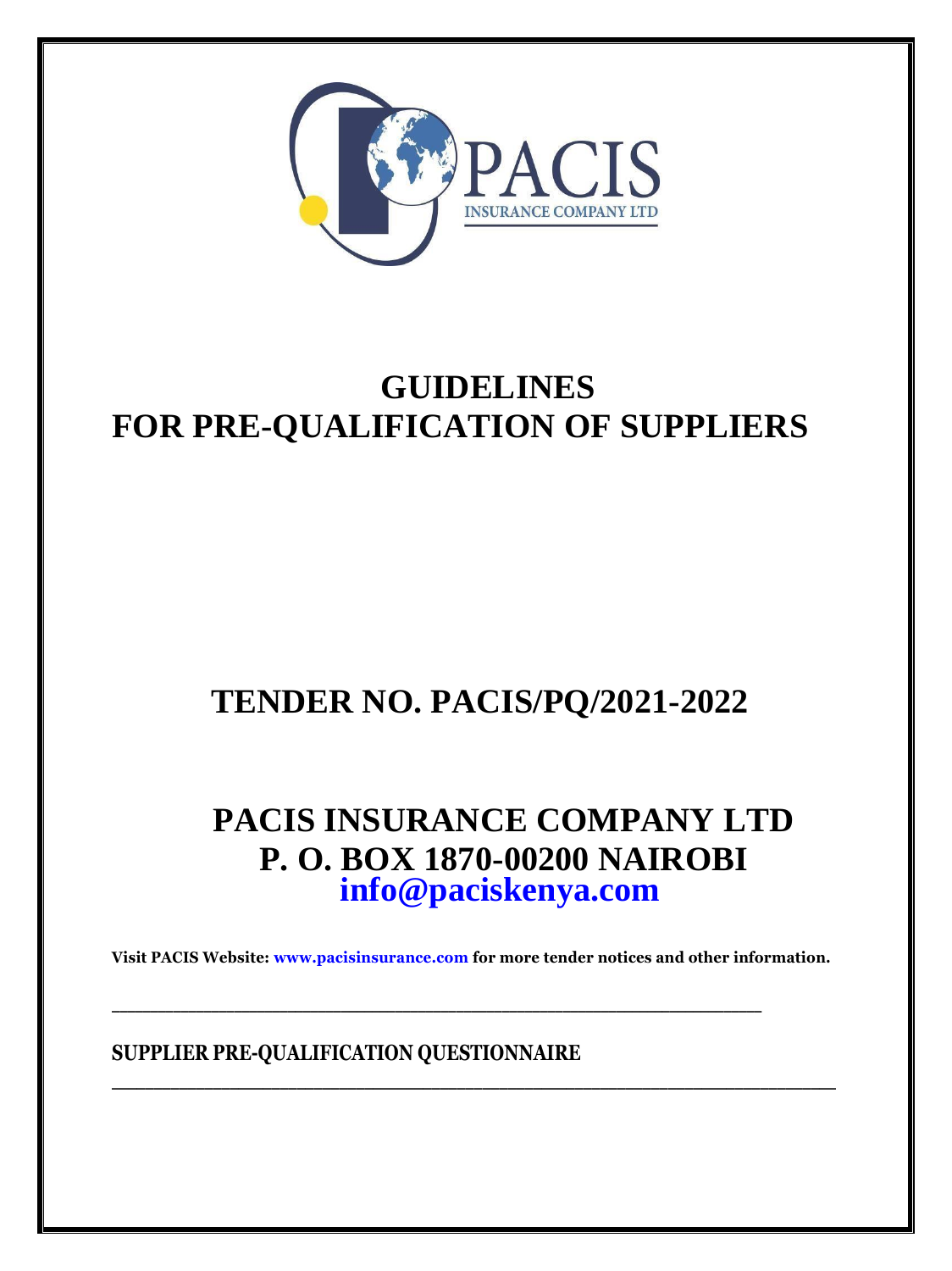# GUIDELINES FOR PRE-QUALIFICATION OF SUPPLIERS

## TENDER NO. PACIS/PQ/2021-2022

## PACIS INSURANCE COMPANY LTD
## P. O. BOX 1870-00200 NAIROBI
## info@paciskenya.com

**Visit PACIS Website: www.pacisinsurance.com for more tender notices and other information.**

---

**SUPPLIER PRE-QUALIFICATION QUESTIONNAIRE**

---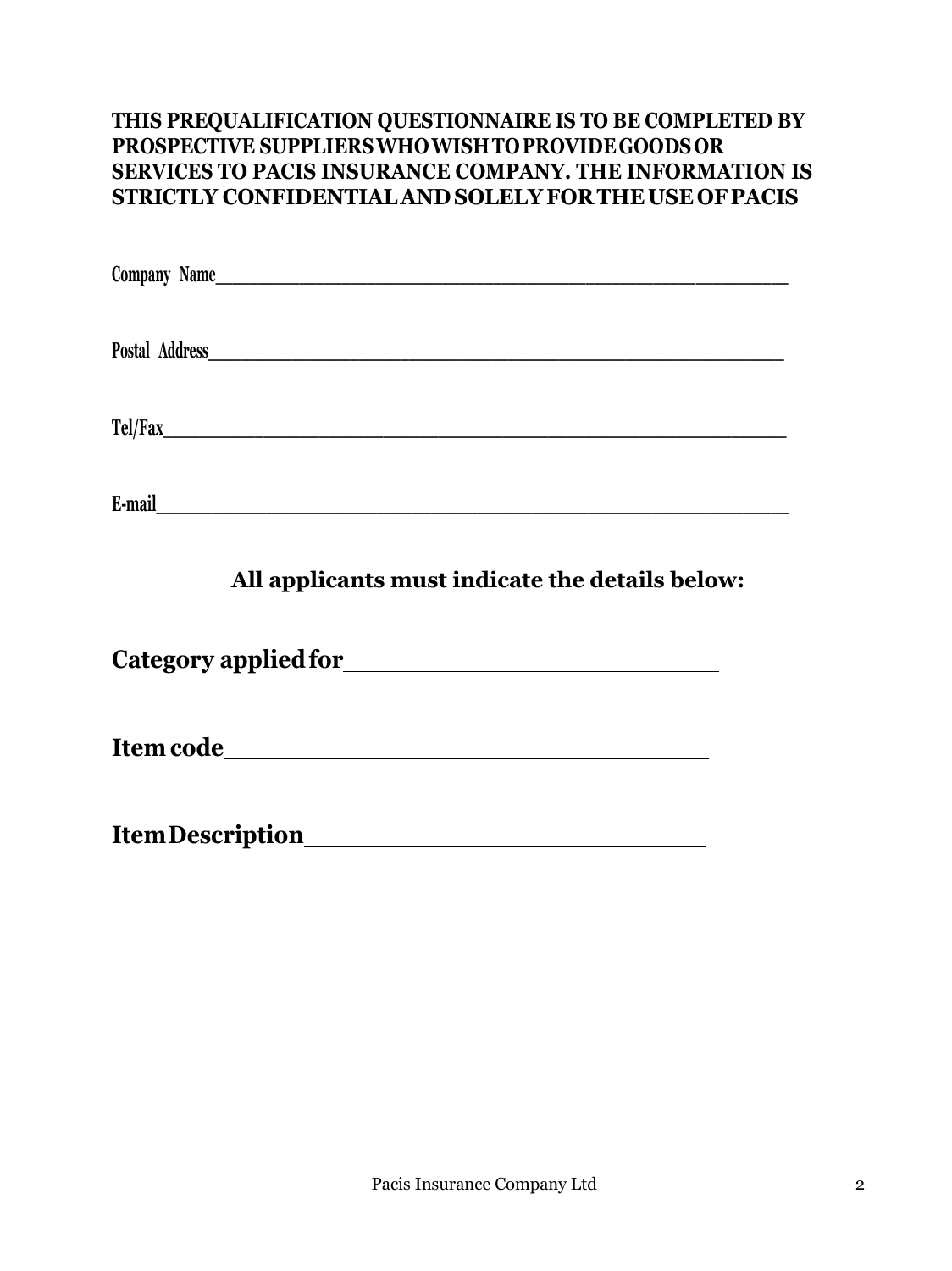**THIS PREQUALIFICATION QUESTIONNAIRE IS TO BE COMPLETED BY PROSPECTIVE SUPPLIERS WHO WISH TO PROVIDE GOODS OR SERVICES TO PACIS INSURANCE COMPANY. THE INFORMATION IS STRICTLY CONFIDENTIAL AND SOLELY FOR THE USE OF PACIS**

**Company Name**\_\_\_\_\_\_\_\_\_\_\_\_\_\_\_\_\_\_\_\_\_\_\_\_\_\_\_\_\_\_\_\_\_\_\_\_\_\_\_\_\_\_\_\_\_\_\_\_

**Postal Address**\_\_\_\_\_\_\_\_\_\_\_\_\_\_\_\_\_\_\_\_\_\_\_\_\_\_\_\_\_\_\_\_\_\_\_\_\_\_\_\_\_\_\_\_\_\_\_\_

**Tel/Fax**\_\_\_\_\_\_\_\_\_\_\_\_\_\_\_\_\_\_\_\_\_\_\_\_\_\_\_\_\_\_\_\_\_\_\_\_\_\_\_\_\_\_\_\_\_\_\_\_\_\_\_\_

**E-mail**\_\_\_\_\_\_\_\_\_\_\_\_\_\_\_\_\_\_\_\_\_\_\_\_\_\_\_\_\_\_\_\_\_\_\_\_\_\_\_\_\_\_\_\_\_\_\_\_\_\_\_\_\_

## All applicants must indicate the details below:

**Category applied for**\_\_\_\_\_\_\_\_\_\_\_\_\_\_\_\_\_\_\_\_\_\_\_\_\_\_\_\_

**Item code**\_\_\_\_\_\_\_\_\_\_\_\_\_\_\_\_\_\_\_\_\_\_\_\_\_\_\_\_\_\_\_\_\_\_\_\_

**Item Description**\_\_\_\_\_\_\_\_\_\_\_\_\_\_\_\_\_\_\_\_\_\_\_\_\_\_\_\_\_\_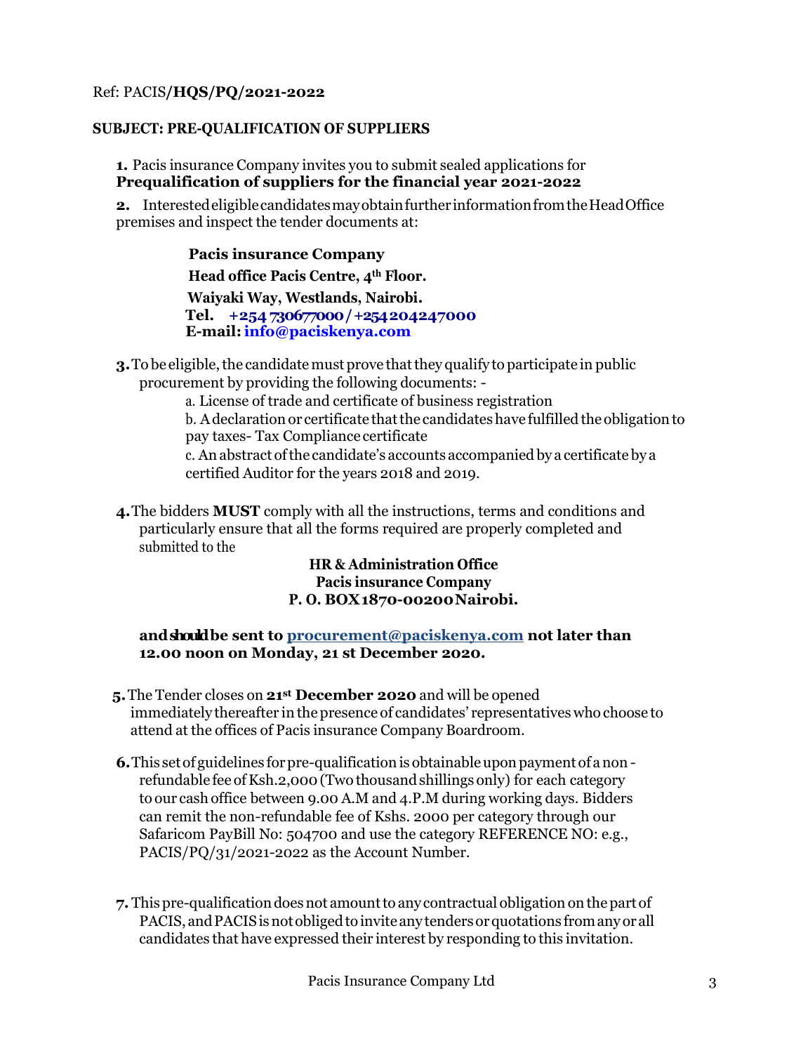Ref: PACIS**/HQS/PQ/2021-2022**

**SUBJECT: PRE-QUALIFICATION OF SUPPLIERS**

**1.** Pacis insurance Company invites you to submit sealed applications for **Prequalification of suppliers for the financial year 2021-2022**

**2.** Interested eligible candidates may obtain further information from the Head Office premises and inspect the tender documents at:

> **Pacis insurance Company**
> **Head office Pacis Centre, 4th Floor.**
> **Waiyaki Way, Westlands, Nairobi.**
> **Tel. +254 730677000 / +254204247000**
> **E-mail: info@paciskenya.com**

**3.** To be eligible, the candidate must prove that they qualify to participate in public procurement by providing the following documents: -

a. License of trade and certificate of business registration

b. A declaration or certificate that the candidates have fulfilled the obligation to pay taxes- Tax Compliance certificate

c. An abstract of the candidate's accounts accompanied by a certificate by a certified Auditor for the years 2018 and 2019.

**4.** The bidders **MUST** comply with all the instructions, terms and conditions and particularly ensure that all the forms required are properly completed and submitted to the

**HR & Administration Office**
**Pacis insurance Company**
**P. O. BOX 1870-00200 Nairobi.**

**and should be sent to procurement@paciskenya.com not later than 12.00 noon on Monday, 21 st December 2020.**

**5.** The Tender closes on **21st December 2020** and will be opened immediately thereafter in the presence of candidates' representatives who choose to attend at the offices of Pacis insurance Company Boardroom.

**6.** This set of guidelines for pre-qualification is obtainable upon payment of a non - refundable fee of Ksh.2,000 (Two thousand shillings only) for each category to our cash office between 9.00 A.M and 4.P.M during working days. Bidders can remit the non-refundable fee of Kshs. 2000 per category through our Safaricom PayBill No: 504700 and use the category REFERENCE NO: e.g., PACIS/PQ/31/2021-2022 as the Account Number.

**7.** This pre-qualification does not amount to any contractual obligation on the part of PACIS, and PACIS is not obliged to invite any tenders or quotations from any or all candidates that have expressed their interest by responding to this invitation.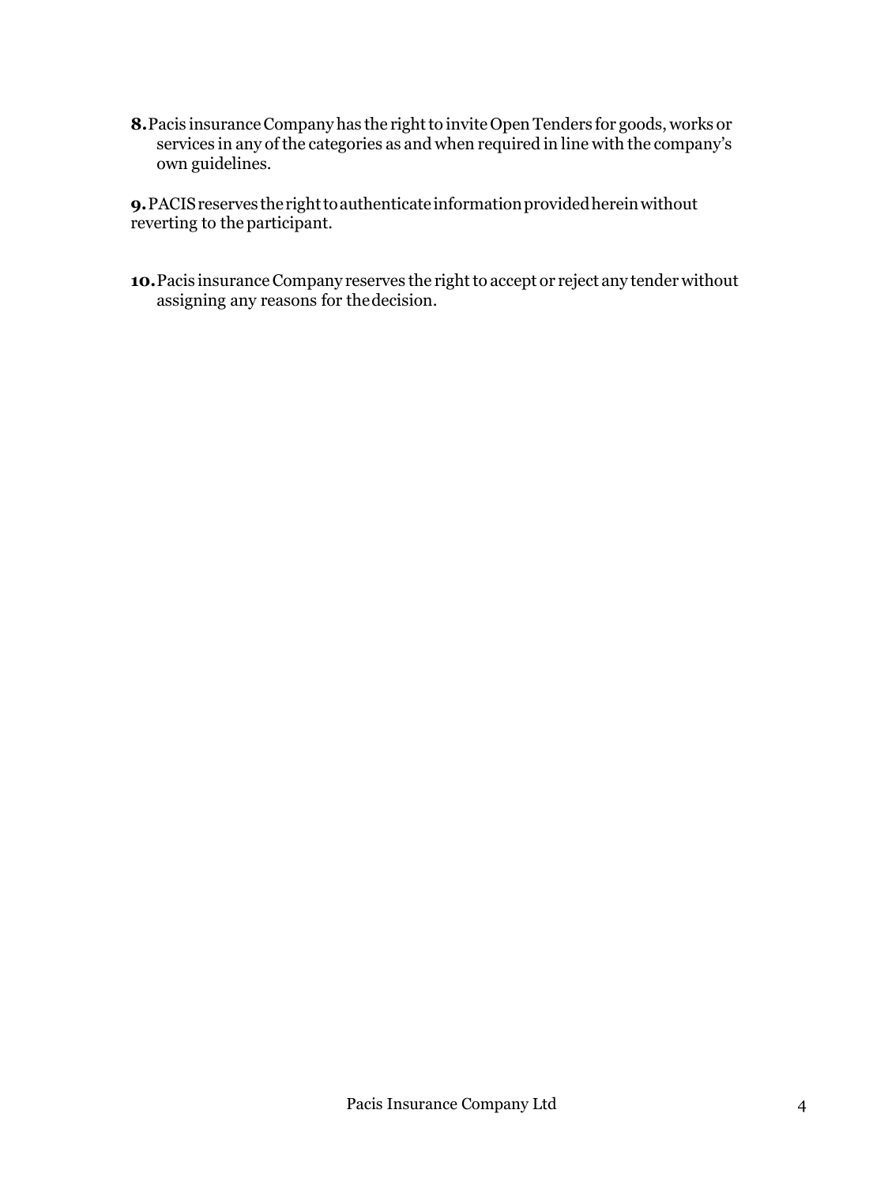**8.** Pacis insurance Company has the right to invite Open Tenders for goods, works or services in any of the categories as and when required in line with the company's own guidelines.

**9.** PACIS reserves the right to authenticate information provided herein without reverting to the participant.

**10.** Pacis insurance Company reserves the right to accept or reject any tender without assigning any reasons for the decision.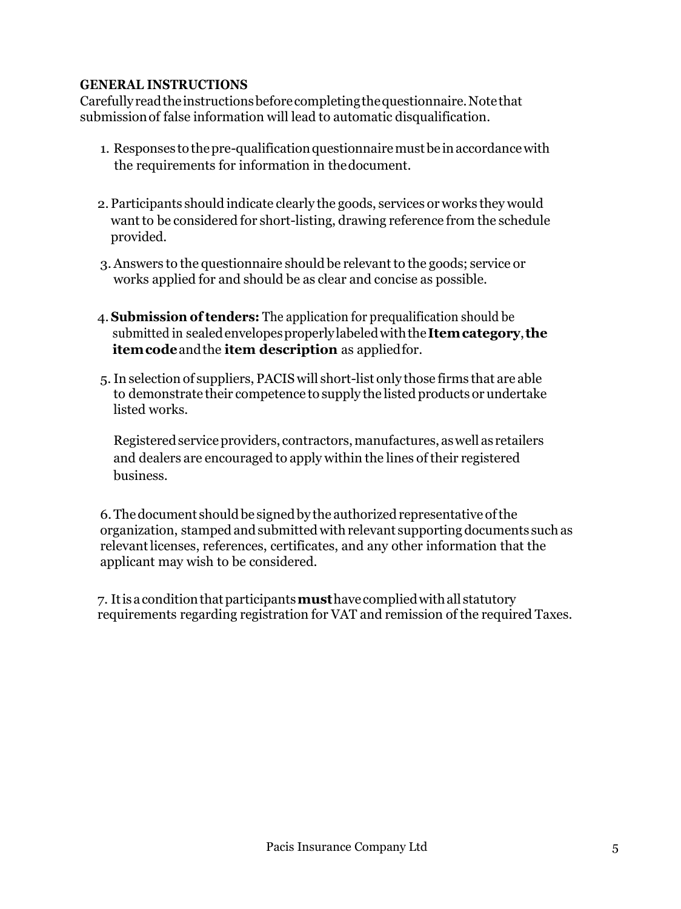**GENERAL INSTRUCTIONS**

Carefully read the instructions before completing the questionnaire. Note that submission of false information will lead to automatic disqualification.

1. Responses to the pre-qualification questionnaire must be in accordance with the requirements for information in the document.

2. Participants should indicate clearly the goods, services or works they would want to be considered for short-listing, drawing reference from the schedule provided.

3. Answers to the questionnaire should be relevant to the goods; service or works applied for and should be as clear and concise as possible.

4. **Submission of tenders:** The application for prequalification should be submitted in sealed envelopes properly labeled with the **Item category**, **the item code** and the **item description** as applied for.

5. In selection of suppliers, PACIS will short-list only those firms that are able to demonstrate their competence to supply the listed products or undertake listed works.

   Registered service providers, contractors, manufactures, as well as retailers and dealers are encouraged to apply within the lines of their registered business.

6. The document should be signed by the authorized representative of the organization, stamped and submitted with relevant supporting documents such as relevant licenses, references, certificates, and any other information that the applicant may wish to be considered.

7. It is a condition that participants **must** have complied with all statutory requirements regarding registration for VAT and remission of the required Taxes.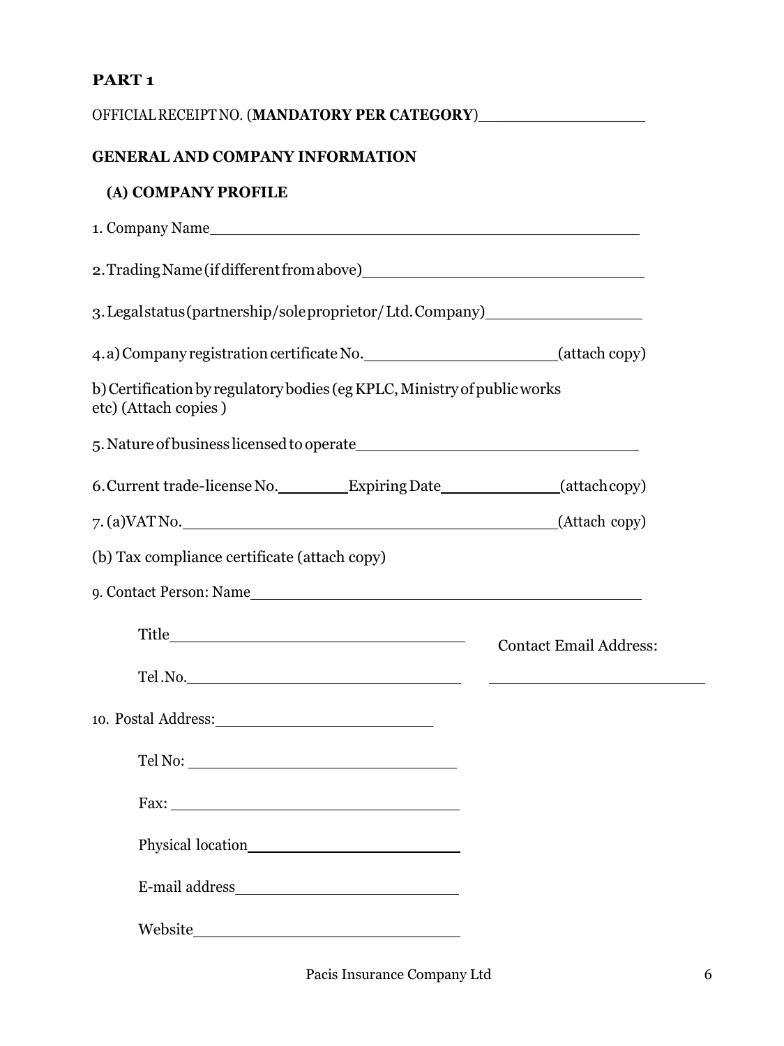**PART 1**

OFFICIAL RECEIPT NO. (**MANDATORY PER CATEGORY**)__________________

**GENERAL AND COMPANY INFORMATION**

**(A) COMPANY PROFILE**

1. Company Name______________________________________________

2. Trading Name (if different from above)______________________________

3. Legal status (partnership/sole proprietor/ Ltd. Company)________________

4. a) Company registration certificate No.____________________(attach copy)

b) Certification by regulatory bodies (eg KPLC, Ministry of public works etc) (Attach copies )

5. Nature of business licensed to operate______________________________

6. Current trade-license No.________ Expiring Date_____________(attach copy)

7. (a)VAT No.________________________________________(Attach copy)

(b) Tax compliance certificate (attach copy)

9. Contact Person: Name__________________________________________

Title______________________________

Tel .No.____________________________

Contact Email Address: ________________________

10. Postal Address:________________________

Tel No: ____________________________

Fax: ______________________________

Physical location________________________

E-mail address__________________________

Website______________________________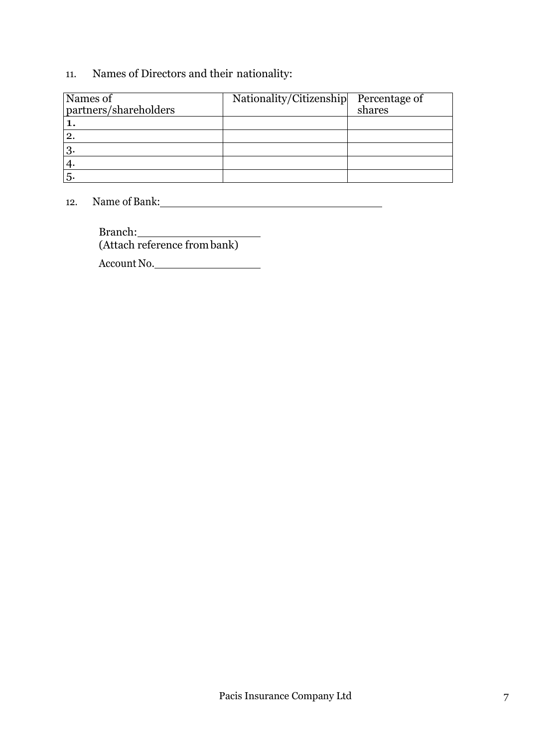11. Names of Directors and their nationality:

| Names of partners/shareholders | Nationality/Citizenship | Percentage of shares |
|---|---|---|
| 1. | | |
| 2. | | |
| 3. | | |
| 4. | | |
| 5. | | |

12. Name of Bank: ___________________________________

Branch: ____________________
(Attach reference from bank)

Account No. _________________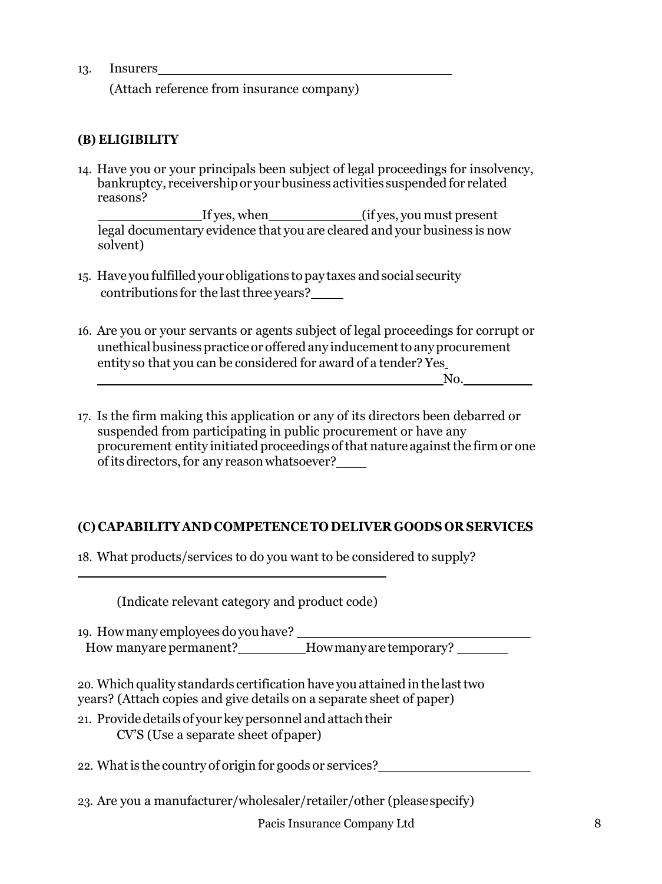13. Insurers ________________________________________

    (Attach reference from insurance company)

**(B) ELIGIBILITY**

14. Have you or your principals been subject of legal proceedings for insolvency, bankruptcy, receivership or your business activities suspended for related reasons?

    ____________ If yes, when ___________ (if yes, you must present legal documentary evidence that you are cleared and your business is now solvent)

15. Have you fulfilled your obligations to pay taxes and social security contributions for the last three years? ____

16. Are you or your servants or agents subject of legal proceedings for corrupt or unethical business practice or offered any inducement to any procurement entity so that you can be considered for award of a tender? Yes ________________________________________ No. _________

17. Is the firm making this application or any of its directors been debarred or suspended from participating in public procurement or have any procurement entity initiated proceedings of that nature against the firm or one of its directors, for any reason whatsoever? ____

**(C) CAPABILITY AND COMPETENCE TO DELIVER GOODS OR SERVICES**

18. What products/services to do you want to be considered to supply?

    ________________________________________

    (Indicate relevant category and product code)

19. How many employees do you have? ____________________________

    How many are permanent? _________ How many are temporary? _______

20. Which quality standards certification have you attained in the last two years? (Attach copies and give details on a separate sheet of paper)

21. Provide details of your key personnel and attach their CV'S (Use a separate sheet of paper)

22. What is the country of origin for goods or services? __________________

23. Are you a manufacturer/wholesaler/retailer/other (please specify)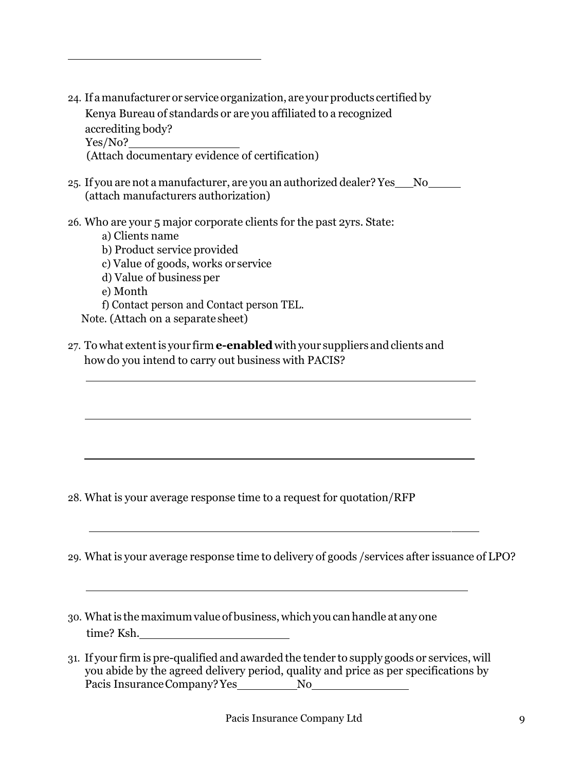\_\_\_\_\_\_\_\_\_\_\_\_\_\_\_\_\_\_\_\_\_\_\_\_\_\_\_\_\_\_

24. If a manufacturer or service organization, are your products certified by Kenya Bureau of standards or are you affiliated to a recognized accrediting body?
    Yes/No?\_\_\_\_\_\_\_\_\_\_\_\_\_\_\_\_
    (Attach documentary evidence of certification)

25. If you are not a manufacturer, are you an authorized dealer? Yes\_\_\_No\_\_\_\_\_
    (attach manufacturers authorization)

26. Who are your 5 major corporate clients for the past 2yrs. State:
    a) Clients name
    b) Product service provided
    c) Value of goods, works or service
    d) Value of business per
    e) Month
    f) Contact person and Contact person TEL.

    Note. (Attach on a separate sheet)

27. To what extent is your firm **e-enabled** with your suppliers and clients and how do you intend to carry out business with PACIS?

    \_\_\_\_\_\_\_\_\_\_\_\_\_\_\_\_\_\_\_\_\_\_\_\_\_\_\_\_\_\_\_\_\_\_\_\_\_\_\_\_\_\_\_\_\_\_\_\_\_\_\_\_\_\_\_\_

    \_\_\_\_\_\_\_\_\_\_\_\_\_\_\_\_\_\_\_\_\_\_\_\_\_\_\_\_\_\_\_\_\_\_\_\_\_\_\_\_\_\_\_\_\_\_\_\_\_\_\_\_\_\_\_\_

    \_\_\_\_\_\_\_\_\_\_\_\_\_\_\_\_\_\_\_\_\_\_\_\_\_\_\_\_\_\_\_\_\_\_\_\_\_\_\_\_\_\_\_\_\_\_\_\_\_\_\_\_\_\_\_\_

28. What is your average response time to a request for quotation/RFP

    \_\_\_\_\_\_\_\_\_\_\_\_\_\_\_\_\_\_\_\_\_\_\_\_\_\_\_\_\_\_\_\_\_\_\_\_\_\_\_\_\_\_\_\_\_\_\_\_\_\_\_\_\_\_\_\_

29. What is your average response time to delivery of goods /services after issuance of LPO?

    \_\_\_\_\_\_\_\_\_\_\_\_\_\_\_\_\_\_\_\_\_\_\_\_\_\_\_\_\_\_\_\_\_\_\_\_\_\_\_\_\_\_\_\_\_\_\_\_\_\_\_\_\_\_\_\_

30. What is the maximum value of business, which you can handle at any one time? Ksh.\_\_\_\_\_\_\_\_\_\_\_\_\_\_\_\_\_\_\_\_\_\_

31. If your firm is pre-qualified and awarded the tender to supply goods or services, will you abide by the agreed delivery period, quality and price as per specifications by Pacis Insurance Company? Yes\_\_\_\_\_\_\_\_\_\_No\_\_\_\_\_\_\_\_\_\_\_\_\_\_\_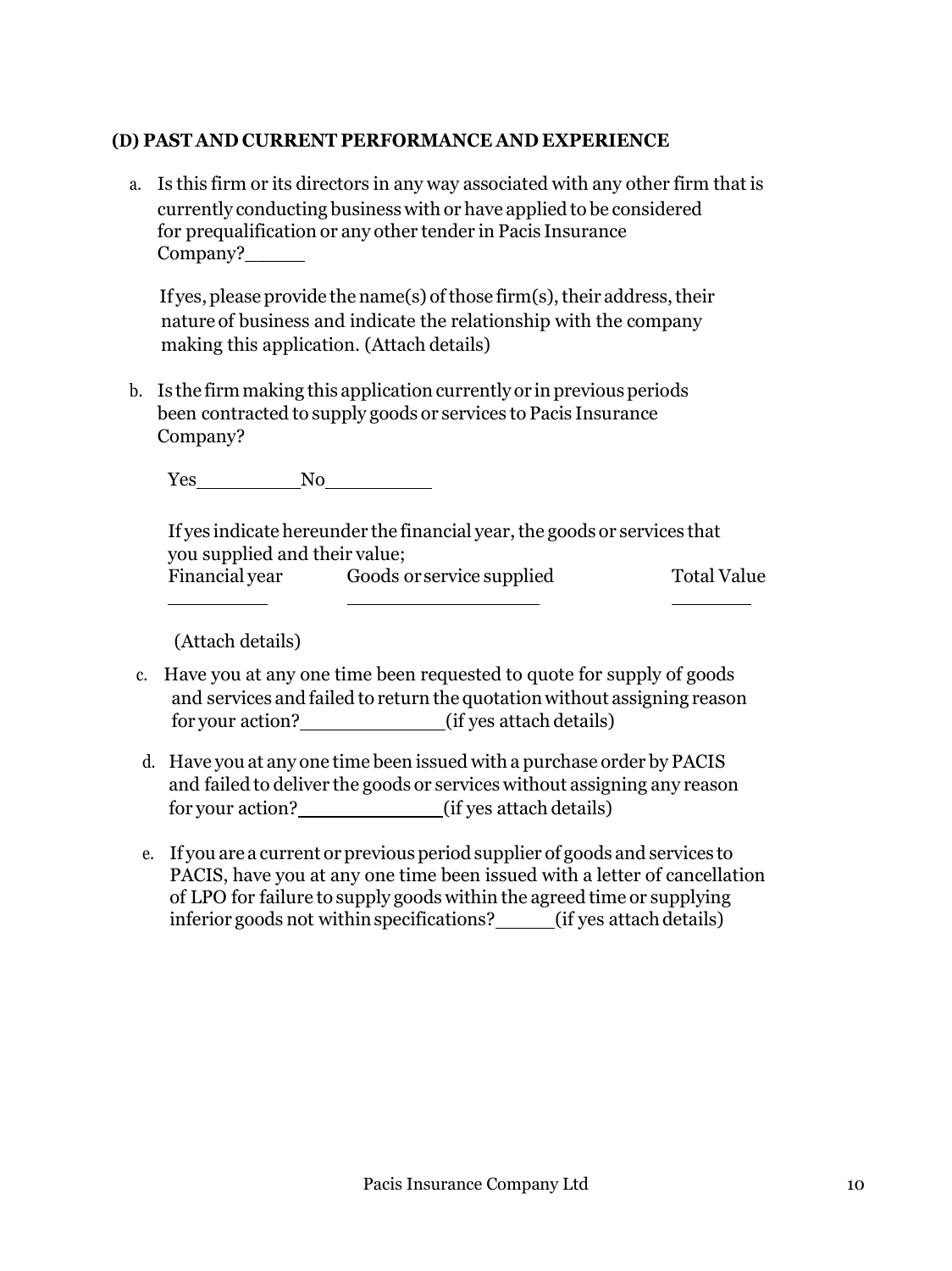**(D) PAST AND CURRENT PERFORMANCE AND EXPERIENCE**

a. Is this firm or its directors in any way associated with any other firm that is currently conducting business with or have applied to be considered for prequalification or any other tender in Pacis Insurance Company?______

   If yes, please provide the name(s) of those firm(s), their address, their nature of business and indicate the relationship with the company making this application. (Attach details)

b. Is the firm making this application currently or in previous periods been contracted to supply goods or services to Pacis Insurance Company?

   Yes__________No__________

   If yes indicate hereunder the financial year, the goods or services that you supplied and their value;

| Financial year | Goods or service supplied | Total Value |
|---|---|---|
| __________ | __________________ | ________ |

   (Attach details)

c. Have you at any one time been requested to quote for supply of goods and services and failed to return the quotation without assigning reason for your action?______________(if yes attach details)

d. Have you at any one time been issued with a purchase order by PACIS and failed to deliver the goods or services without assigning any reason for your action?______________(if yes attach details)

e. If you are a current or previous period supplier of goods and services to PACIS, have you at any one time been issued with a letter of cancellation of LPO for failure to supply goods within the agreed time or supplying inferior goods not within specifications?______(if yes attach details)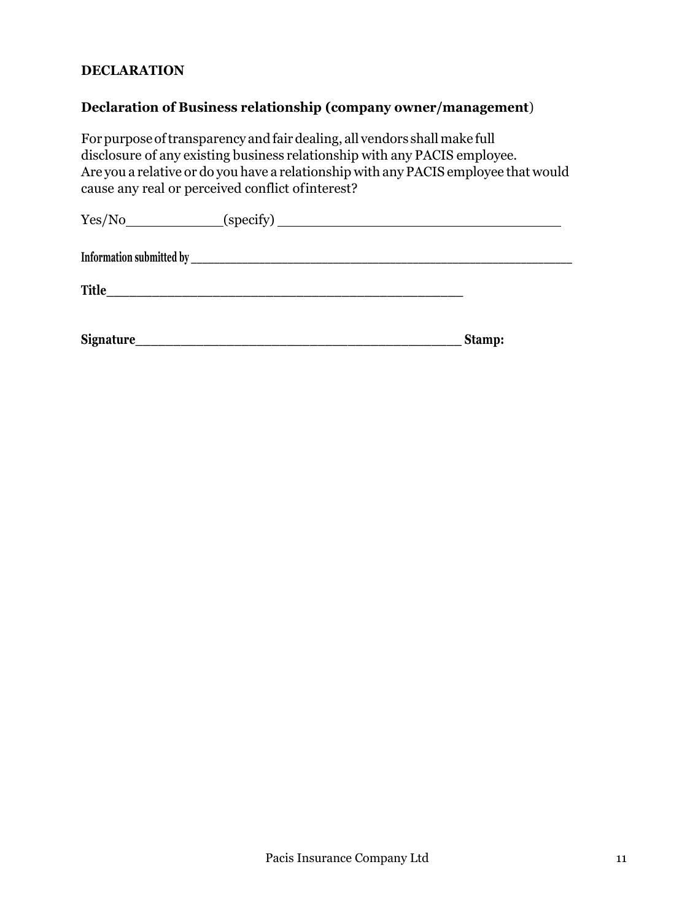**DECLARATION**

**Declaration of Business relationship (company owner/management)**

For purpose of transparency and fair dealing, all vendors shall make full disclosure of any existing business relationship with any PACIS employee. Are you a relative or do you have a relationship with any PACIS employee that would cause any real or perceived conflict of interest?

Yes/No____________(specify) ___________________________________

**Information submitted by** ______________________________________________

**Title**___________________________________________

**Signature**________________________________________ **Stamp:**